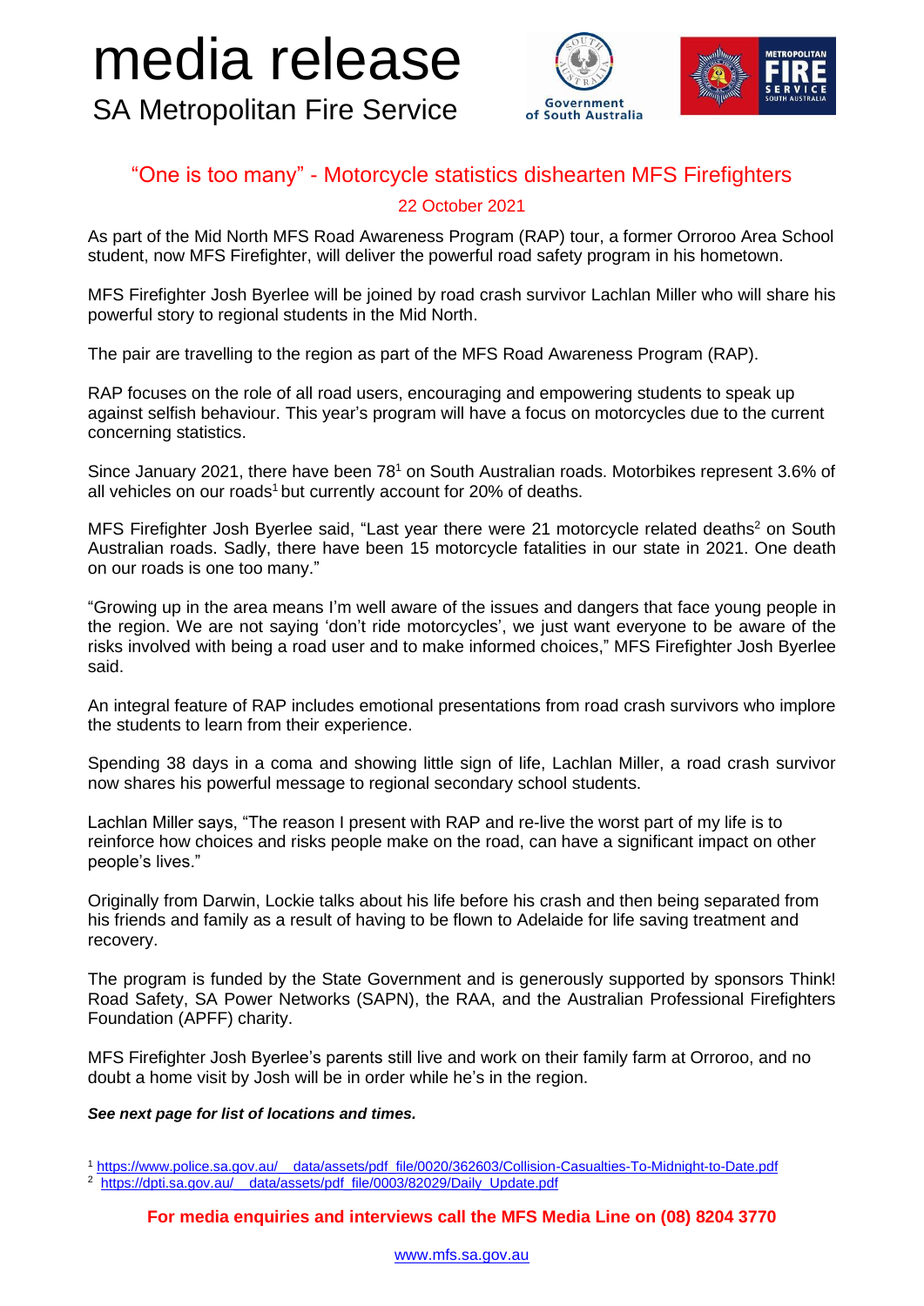# media release

SA Metropolitan Fire Service

## "One is too many" - Motorcycle statistics dishearten MFS Firefighters

22 October 2021

As part of the Mid North MFS Road Awareness Program (RAP) tour, a former Orroroo Area School student, now MFS Firefighter, will deliver the powerful road safety program in his hometown.

MFS Firefighter Josh Byerlee will be joined by road crash survivor Lachlan Miller who will share his powerful story to regional students in the Mid North.

The pair are travelling to the region as part of the MFS Road Awareness Program (RAP).

RAP focuses on the role of all road users, encouraging and empowering students to speak up against selfish behaviour. This year's program will have a focus on motorcycles due to the current concerning statistics.

Since January 2021, there have been 78[1] on South Australian roads. Motorbikes represent 3.6% of all vehicles on our roads[1] but currently account for 20% of deaths.

MFS Firefighter Josh Byerlee said, "Last year there were 21 motorcycle related deaths[2] on South Australian roads. Sadly, there have been 15 motorcycle fatalities in our state in 2021. One death on our roads is one too many."

"Growing up in the area means I'm well aware of the issues and dangers that face young people in the region. We are not saying 'don't ride motorcycles', we just want everyone to be aware of the risks involved with being a road user and to make informed choices," MFS Firefighter Josh Byerlee said.

An integral feature of RAP includes emotional presentations from road crash survivors who implore the students to learn from their experience.

Spending 38 days in a coma and showing little sign of life, Lachlan Miller, a road crash survivor now shares his powerful message to regional secondary school students.

Lachlan Miller says, "The reason I present with RAP and re-live the worst part of my life is to reinforce how choices and risks people make on the road, can have a significant impact on other people's lives."

Originally from Darwin, Lockie talks about his life before his crash and then being separated from his friends and family as a result of having to be flown to Adelaide for life saving treatment and recovery.

The program is funded by the State Government and is generously supported by sponsors Think! Road Safety, SA Power Networks (SAPN), the RAA, and the Australian Professional Firefighters Foundation (APFF) charity.

MFS Firefighter Josh Byerlee's parents still live and work on their family farm at Orroroo, and no doubt a home visit by Josh will be in order while he's in the region.

***See next page for list of locations and times.***

[1] https://www.police.sa.gov.au/__data/assets/pdf_file/0020/362603/Collision-Casualties-To-Midnight-to-Date.pdf
[2] https://dpti.sa.gov.au/__data/assets/pdf_file/0003/82029/Daily_Update.pdf

**For media enquiries and interviews call the MFS Media Line on (08) 8204 3770**

www.mfs.sa.gov.au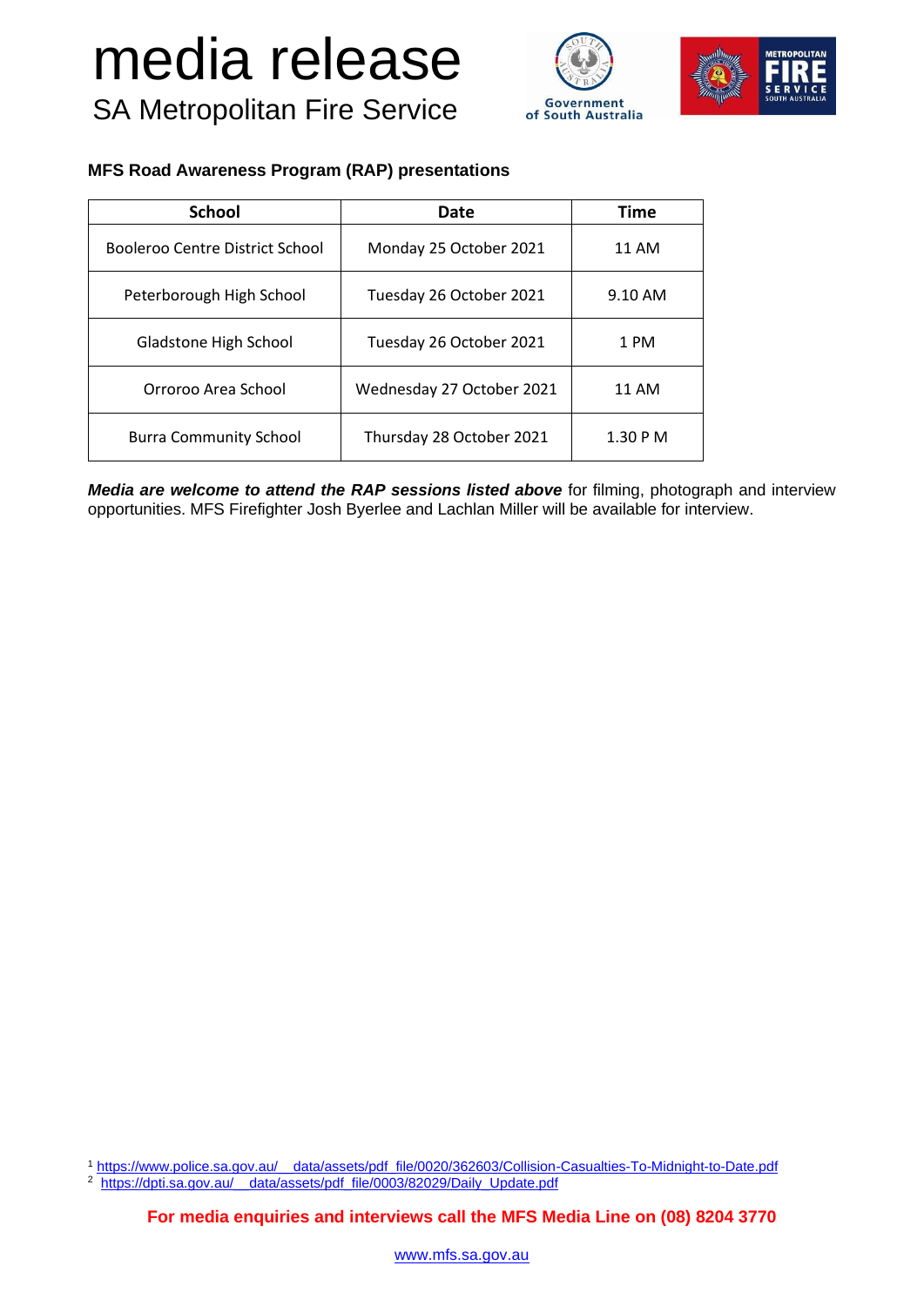# media release

## SA Metropolitan Fire Service

**MFS Road Awareness Program (RAP) presentations**

| School | Date | Time |
| --- | --- | --- |
| Booleroo Centre District School | Monday 25 October 2021 | 11 AM |
| Peterborough High School | Tuesday 26 October 2021 | 9.10 AM |
| Gladstone High School | Tuesday 26 October 2021 | 1 PM |
| Orroroo Area School | Wednesday 27 October 2021 | 11 AM |
| Burra Community School | Thursday 28 October 2021 | 1.30 P M |

***Media are welcome to attend the RAP sessions listed above*** for filming, photograph and interview opportunities. MFS Firefighter Josh Byerlee and Lachlan Miller will be available for interview.

[1] https://www.police.sa.gov.au/__data/assets/pdf_file/0020/362603/Collision-Casualties-To-Midnight-to-Date.pdf

[2] https://dpti.sa.gov.au/__data/assets/pdf_file/0003/82029/Daily_Update.pdf

**For media enquiries and interviews call the MFS Media Line on (08) 8204 3770**

www.mfs.sa.gov.au